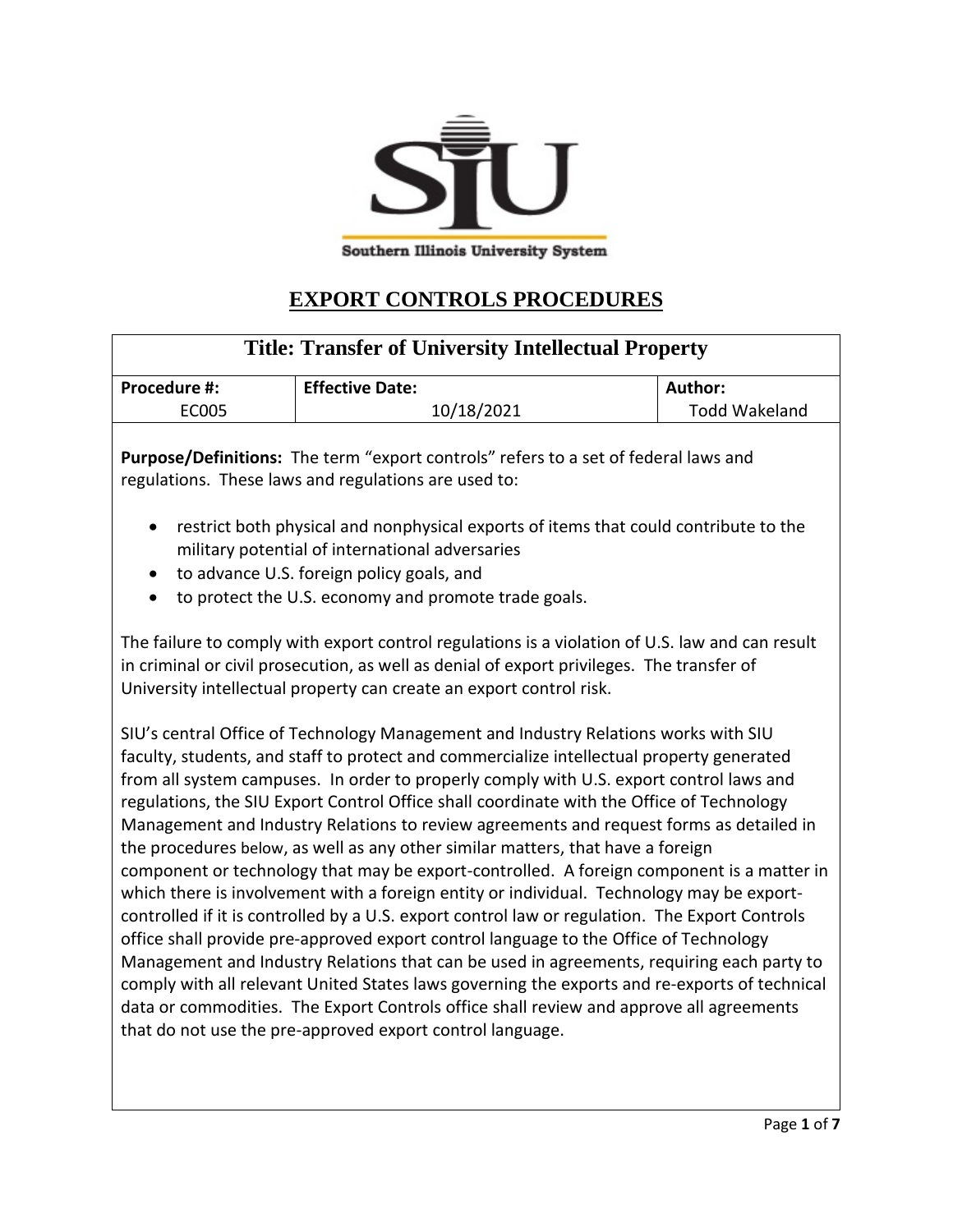Southern Illinois University System

# EXPORT CONTROLS PROCEDURES

| Title: Transfer of University Intellectual Property | | |
|---|---|---|
| **Procedure #:** EC005 | **Effective Date:** 10/18/2021 | **Author:** Todd Wakeland |

**Purpose/Definitions:** The term "export controls" refers to a set of federal laws and regulations. These laws and regulations are used to:

- restrict both physical and nonphysical exports of items that could contribute to the military potential of international adversaries
- to advance U.S. foreign policy goals, and
- to protect the U.S. economy and promote trade goals.

The failure to comply with export control regulations is a violation of U.S. law and can result in criminal or civil prosecution, as well as denial of export privileges. The transfer of University intellectual property can create an export control risk.

SIU's central Office of Technology Management and Industry Relations works with SIU faculty, students, and staff to protect and commercialize intellectual property generated from all system campuses. In order to properly comply with U.S. export control laws and regulations, the SIU Export Control Office shall coordinate with the Office of Technology Management and Industry Relations to review agreements and request forms as detailed in the procedures below, as well as any other similar matters, that have a foreign component or technology that may be export-controlled. A foreign component is a matter in which there is involvement with a foreign entity or individual. Technology may be export-controlled if it is controlled by a U.S. export control law or regulation. The Export Controls office shall provide pre-approved export control language to the Office of Technology Management and Industry Relations that can be used in agreements, requiring each party to comply with all relevant United States laws governing the exports and re-exports of technical data or commodities. The Export Controls office shall review and approve all agreements that do not use the pre-approved export control language.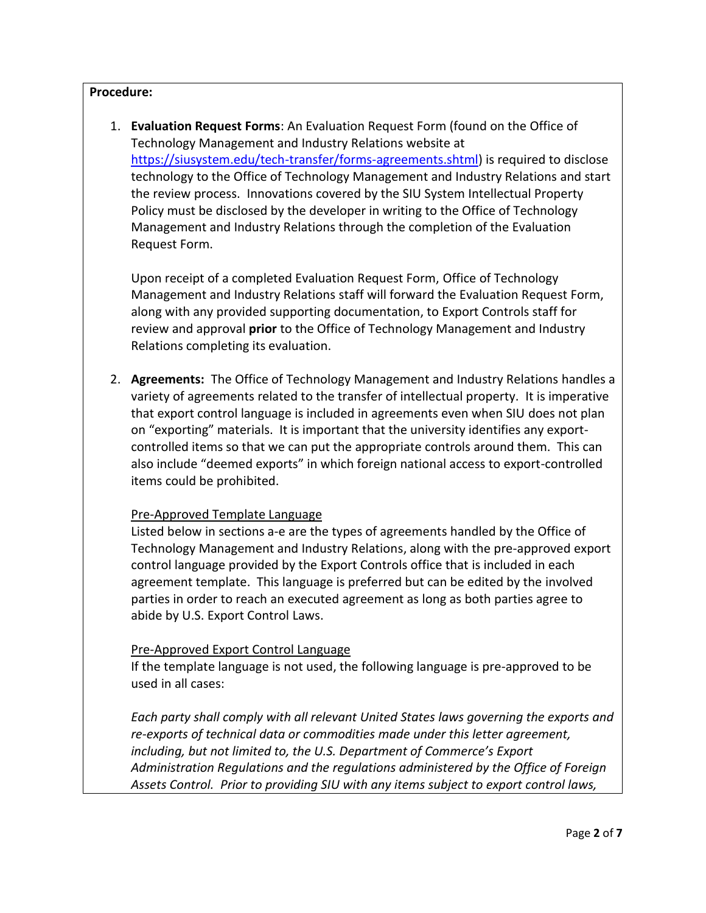**Procedure:**

1. **Evaluation Request Forms**: An Evaluation Request Form (found on the Office of Technology Management and Industry Relations website at [https://siusystem.edu/tech-transfer/forms-agreements.shtml](https://siusystem.edu/tech-transfer/forms-agreements.shtml)) is required to disclose technology to the Office of Technology Management and Industry Relations and start the review process. Innovations covered by the SIU System Intellectual Property Policy must be disclosed by the developer in writing to the Office of Technology Management and Industry Relations through the completion of the Evaluation Request Form.

   Upon receipt of a completed Evaluation Request Form, Office of Technology Management and Industry Relations staff will forward the Evaluation Request Form, along with any provided supporting documentation, to Export Controls staff for review and approval **prior** to the Office of Technology Management and Industry Relations completing its evaluation.

2. **Agreements:** The Office of Technology Management and Industry Relations handles a variety of agreements related to the transfer of intellectual property. It is imperative that export control language is included in agreements even when SIU does not plan on "exporting" materials. It is important that the university identifies any export-controlled items so that we can put the appropriate controls around them. This can also include "deemed exports" in which foreign national access to export-controlled items could be prohibited.

   <u>Pre-Approved Template Language</u>
   Listed below in sections a-e are the types of agreements handled by the Office of Technology Management and Industry Relations, along with the pre-approved export control language provided by the Export Controls office that is included in each agreement template. This language is preferred but can be edited by the involved parties in order to reach an executed agreement as long as both parties agree to abide by U.S. Export Control Laws.

   <u>Pre-Approved Export Control Language</u>
   If the template language is not used, the following language is pre-approved to be used in all cases:

   *Each party shall comply with all relevant United States laws governing the exports and re-exports of technical data or commodities made under this letter agreement, including, but not limited to, the U.S. Department of Commerce's Export Administration Regulations and the regulations administered by the Office of Foreign Assets Control. Prior to providing SIU with any items subject to export control laws,*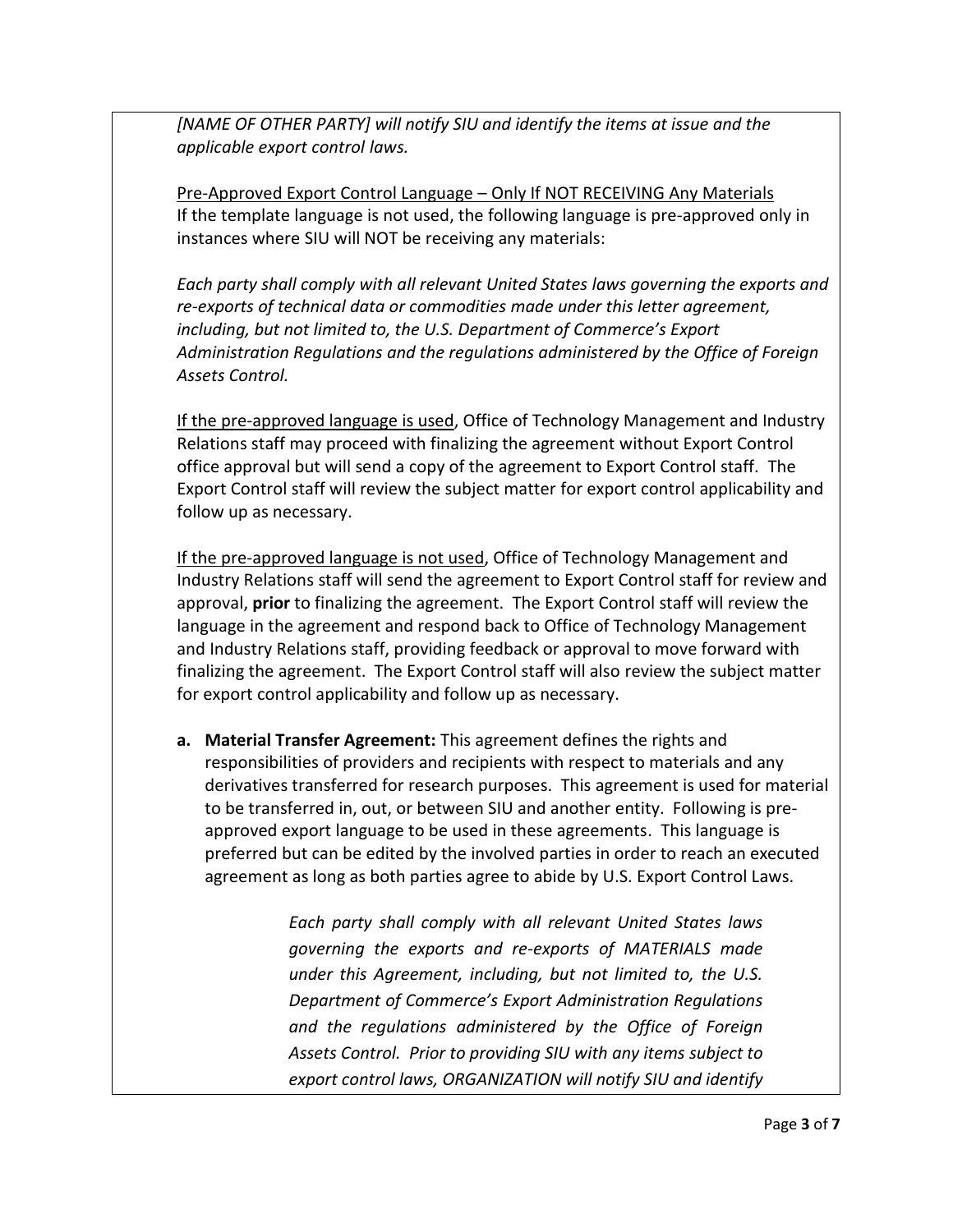*[NAME OF OTHER PARTY] will notify SIU and identify the items at issue and the applicable export control laws.*

Pre-Approved Export Control Language – Only If NOT RECEIVING Any Materials
If the template language is not used, the following language is pre-approved only in instances where SIU will NOT be receiving any materials:

*Each party shall comply with all relevant United States laws governing the exports and re-exports of technical data or commodities made under this letter agreement, including, but not limited to, the U.S. Department of Commerce's Export Administration Regulations and the regulations administered by the Office of Foreign Assets Control.*

If the pre-approved language is used, Office of Technology Management and Industry Relations staff may proceed with finalizing the agreement without Export Control office approval but will send a copy of the agreement to Export Control staff. The Export Control staff will review the subject matter for export control applicability and follow up as necessary.

If the pre-approved language is not used, Office of Technology Management and Industry Relations staff will send the agreement to Export Control staff for review and approval, **prior** to finalizing the agreement. The Export Control staff will review the language in the agreement and respond back to Office of Technology Management and Industry Relations staff, providing feedback or approval to move forward with finalizing the agreement. The Export Control staff will also review the subject matter for export control applicability and follow up as necessary.

**a. Material Transfer Agreement:** This agreement defines the rights and responsibilities of providers and recipients with respect to materials and any derivatives transferred for research purposes. This agreement is used for material to be transferred in, out, or between SIU and another entity. Following is pre-approved export language to be used in these agreements. This language is preferred but can be edited by the involved parties in order to reach an executed agreement as long as both parties agree to abide by U.S. Export Control Laws.

> *Each party shall comply with all relevant United States laws governing the exports and re-exports of MATERIALS made under this Agreement, including, but not limited to, the U.S. Department of Commerce's Export Administration Regulations and the regulations administered by the Office of Foreign Assets Control. Prior to providing SIU with any items subject to export control laws, ORGANIZATION will notify SIU and identify*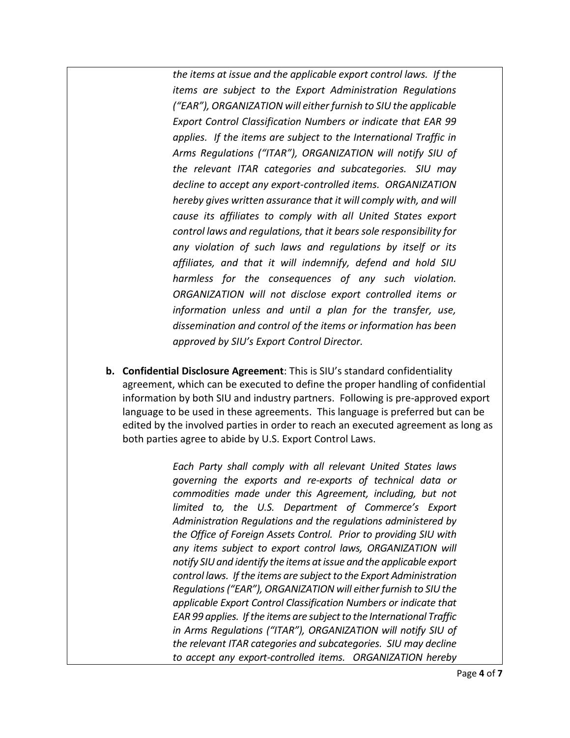*the items at issue and the applicable export control laws. If the items are subject to the Export Administration Regulations ("EAR"), ORGANIZATION will either furnish to SIU the applicable Export Control Classification Numbers or indicate that EAR 99 applies. If the items are subject to the International Traffic in Arms Regulations ("ITAR"), ORGANIZATION will notify SIU of the relevant ITAR categories and subcategories. SIU may decline to accept any export-controlled items. ORGANIZATION hereby gives written assurance that it will comply with, and will cause its affiliates to comply with all United States export control laws and regulations, that it bears sole responsibility for any violation of such laws and regulations by itself or its affiliates, and that it will indemnify, defend and hold SIU harmless for the consequences of any such violation. ORGANIZATION will not disclose export controlled items or information unless and until a plan for the transfer, use, dissemination and control of the items or information has been approved by SIU's Export Control Director.*

**b. Confidential Disclosure Agreement**: This is SIU's standard confidentiality agreement, which can be executed to define the proper handling of confidential information by both SIU and industry partners. Following is pre-approved export language to be used in these agreements. This language is preferred but can be edited by the involved parties in order to reach an executed agreement as long as both parties agree to abide by U.S. Export Control Laws.

*Each Party shall comply with all relevant United States laws governing the exports and re-exports of technical data or commodities made under this Agreement, including, but not limited to, the U.S. Department of Commerce's Export Administration Regulations and the regulations administered by the Office of Foreign Assets Control. Prior to providing SIU with any items subject to export control laws, ORGANIZATION will notify SIU and identify the items at issue and the applicable export control laws. If the items are subject to the Export Administration Regulations ("EAR"), ORGANIZATION will either furnish to SIU the applicable Export Control Classification Numbers or indicate that EAR 99 applies. If the items are subject to the International Traffic in Arms Regulations ("ITAR"), ORGANIZATION will notify SIU of the relevant ITAR categories and subcategories. SIU may decline to accept any export-controlled items. ORGANIZATION hereby*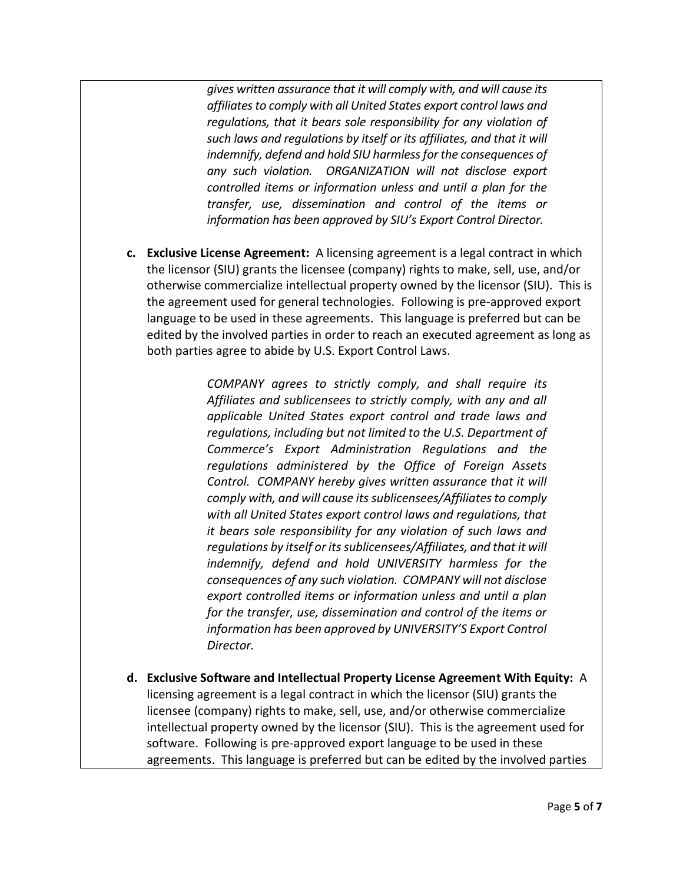*gives written assurance that it will comply with, and will cause its affiliates to comply with all United States export control laws and regulations, that it bears sole responsibility for any violation of such laws and regulations by itself or its affiliates, and that it will indemnify, defend and hold SIU harmless for the consequences of any such violation. ORGANIZATION will not disclose export controlled items or information unless and until a plan for the transfer, use, dissemination and control of the items or information has been approved by SIU's Export Control Director.*

c. **Exclusive License Agreement:** A licensing agreement is a legal contract in which the licensor (SIU) grants the licensee (company) rights to make, sell, use, and/or otherwise commercialize intellectual property owned by the licensor (SIU). This is the agreement used for general technologies. Following is pre-approved export language to be used in these agreements. This language is preferred but can be edited by the involved parties in order to reach an executed agreement as long as both parties agree to abide by U.S. Export Control Laws.

> *COMPANY agrees to strictly comply, and shall require its Affiliates and sublicensees to strictly comply, with any and all applicable United States export control and trade laws and regulations, including but not limited to the U.S. Department of Commerce's Export Administration Regulations and the regulations administered by the Office of Foreign Assets Control. COMPANY hereby gives written assurance that it will comply with, and will cause its sublicensees/Affiliates to comply with all United States export control laws and regulations, that it bears sole responsibility for any violation of such laws and regulations by itself or its sublicensees/Affiliates, and that it will indemnify, defend and hold UNIVERSITY harmless for the consequences of any such violation. COMPANY will not disclose export controlled items or information unless and until a plan for the transfer, use, dissemination and control of the items or information has been approved by UNIVERSITY'S Export Control Director.*

d. **Exclusive Software and Intellectual Property License Agreement With Equity:** A licensing agreement is a legal contract in which the licensor (SIU) grants the licensee (company) rights to make, sell, use, and/or otherwise commercialize intellectual property owned by the licensor (SIU). This is the agreement used for software. Following is pre-approved export language to be used in these agreements. This language is preferred but can be edited by the involved parties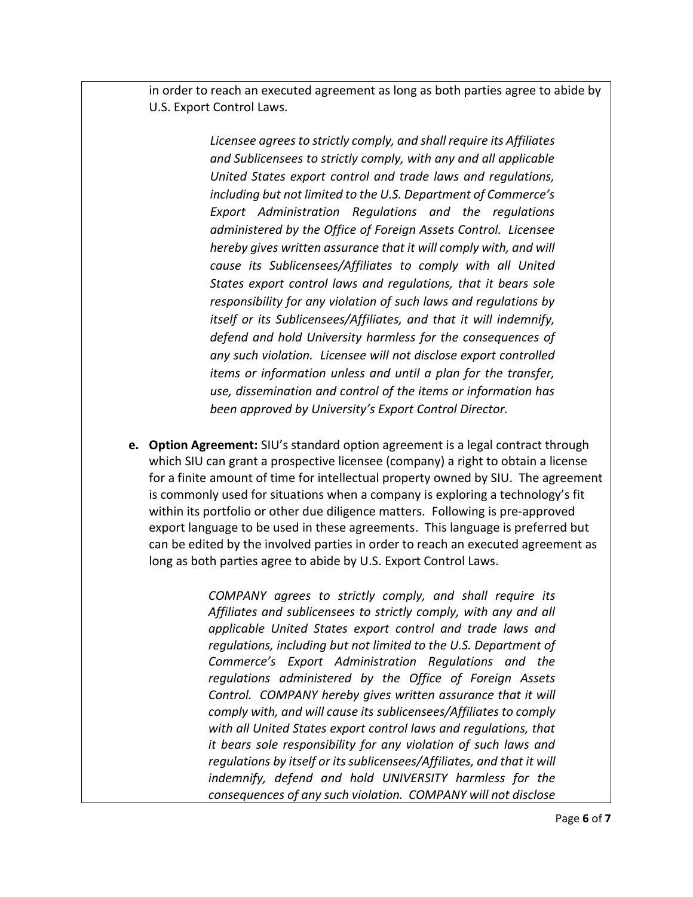in order to reach an executed agreement as long as both parties agree to abide by U.S. Export Control Laws.

> *Licensee agrees to strictly comply, and shall require its Affiliates and Sublicensees to strictly comply, with any and all applicable United States export control and trade laws and regulations, including but not limited to the U.S. Department of Commerce's Export Administration Regulations and the regulations administered by the Office of Foreign Assets Control. Licensee hereby gives written assurance that it will comply with, and will cause its Sublicensees/Affiliates to comply with all United States export control laws and regulations, that it bears sole responsibility for any violation of such laws and regulations by itself or its Sublicensees/Affiliates, and that it will indemnify, defend and hold University harmless for the consequences of any such violation. Licensee will not disclose export controlled items or information unless and until a plan for the transfer, use, dissemination and control of the items or information has been approved by University's Export Control Director.*

e. **Option Agreement:** SIU's standard option agreement is a legal contract through which SIU can grant a prospective licensee (company) a right to obtain a license for a finite amount of time for intellectual property owned by SIU. The agreement is commonly used for situations when a company is exploring a technology's fit within its portfolio or other due diligence matters. Following is pre-approved export language to be used in these agreements. This language is preferred but can be edited by the involved parties in order to reach an executed agreement as long as both parties agree to abide by U.S. Export Control Laws.

> *COMPANY agrees to strictly comply, and shall require its Affiliates and sublicensees to strictly comply, with any and all applicable United States export control and trade laws and regulations, including but not limited to the U.S. Department of Commerce's Export Administration Regulations and the regulations administered by the Office of Foreign Assets Control. COMPANY hereby gives written assurance that it will comply with, and will cause its sublicensees/Affiliates to comply with all United States export control laws and regulations, that it bears sole responsibility for any violation of such laws and regulations by itself or its sublicensees/Affiliates, and that it will indemnify, defend and hold UNIVERSITY harmless for the consequences of any such violation. COMPANY will not disclose*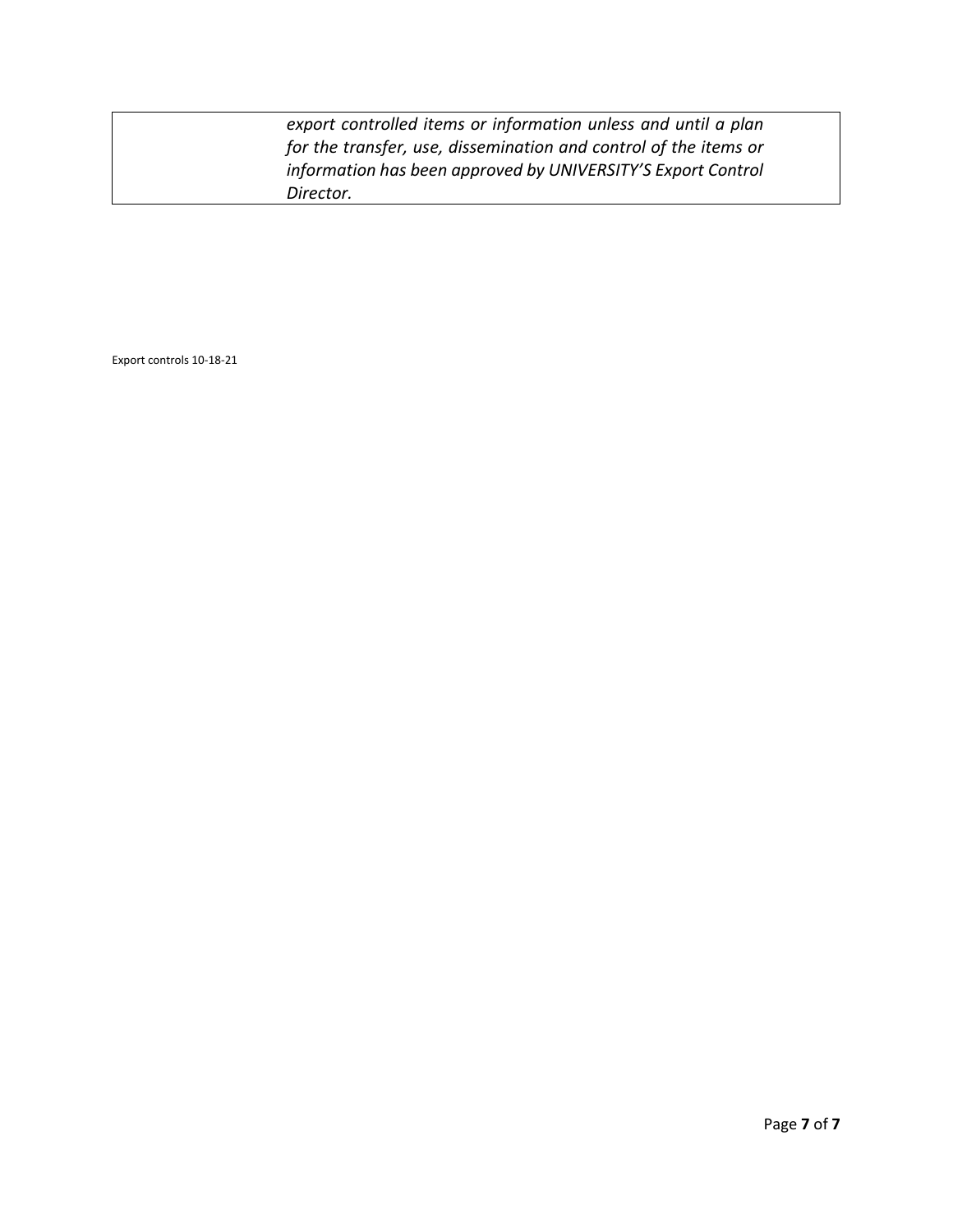| | |
|---|---|
| | *export controlled items or information unless and until a plan for the transfer, use, dissemination and control of the items or information has been approved by UNIVERSITY'S Export Control Director.* |